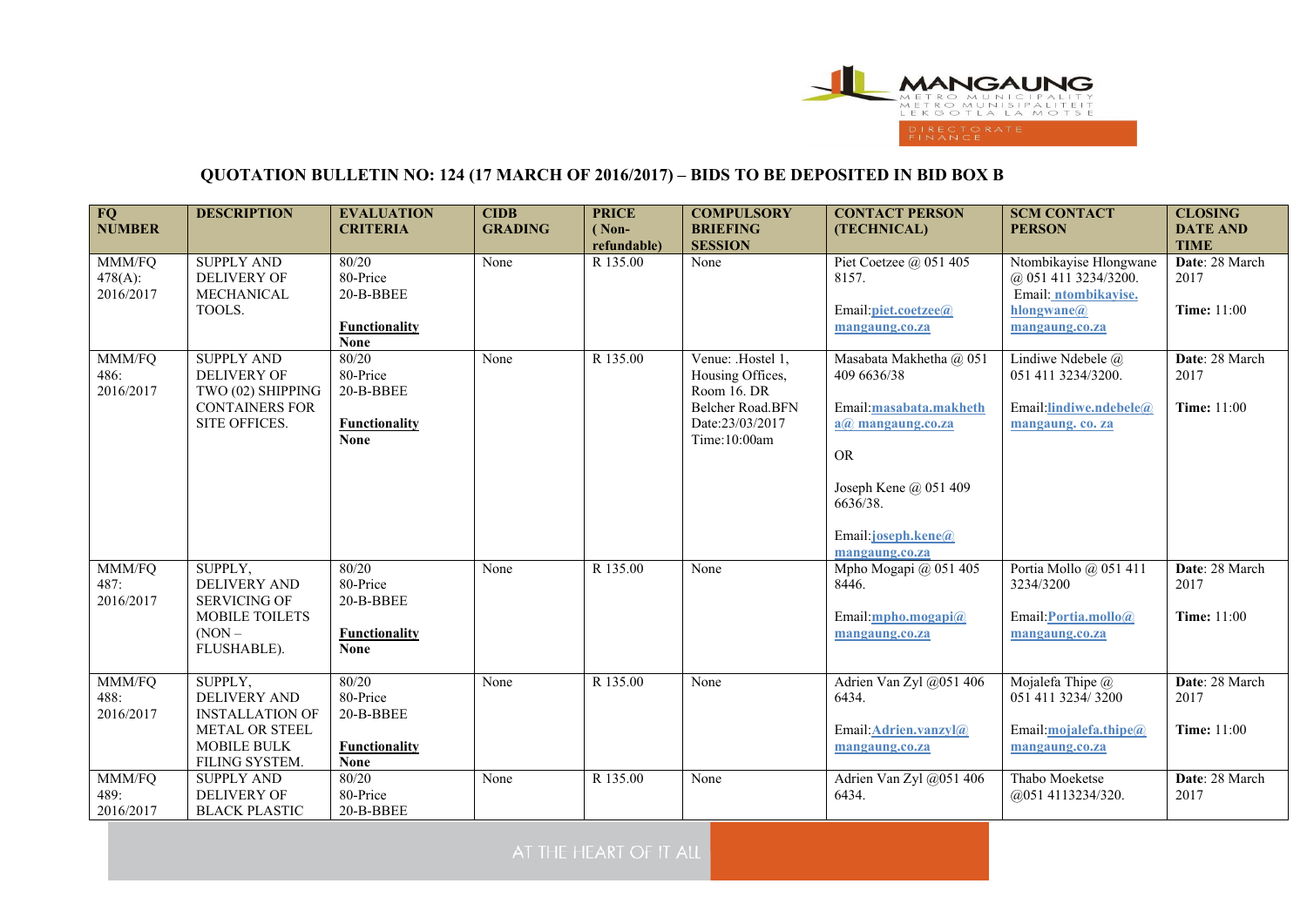# QUOTATION BULLETIN NO: 124 (17 MARCH OF 2016/2017) – BIDS TO BE DEPOSITED IN BID BOX B

| FQ NUMBER | DESCRIPTION | EVALUATION CRITERIA | CIDB GRADING | PRICE (Non-refundable) | COMPULSORY BRIEFING SESSION | CONTACT PERSON (TECHNICAL) | SCM CONTACT PERSON | CLOSING DATE AND TIME |
|---|---|---|---|---|---|---|---|---|
| MMM/FQ 478(A): 2016/2017 | SUPPLY AND DELIVERY OF MECHANICAL TOOLS. | 80/20 80-Price 20-B-BBEE **Functionality None** | None | R 135.00 | None | Piet Coetzee @ 051 405 8157. Email:**piet.coetzee@mangaung.co.za** | Ntombikayise Hlongwane @ 051 411 3234/3200. Email: **ntombikayise.hlongwane@mangaung.co.za** | **Date**: 28 March 2017 **Time:** 11:00 |
| MMM/FQ 486: 2016/2017 | SUPPLY AND DELIVERY OF TWO (02) SHIPPING CONTAINERS FOR SITE OFFICES. | 80/20 80-Price 20-B-BBEE **Functionality None** | None | R 135.00 | Venue: .Hostel 1, Housing Offices, Room 16. DR Belcher Road.BFN Date:23/03/2017 Time:10:00am | Masabata Makhetha @ 051 409 6636/38 Email:**masabata.makheth a@ mangaung.co.za** OR Joseph Kene @ 051 409 6636/38. Email:**joseph.kene@mangaung.co.za** | Lindiwe Ndebele @ 051 411 3234/3200. Email:**lindiwe.ndebele@mangaung. co. za** | **Date**: 28 March 2017 **Time:** 11:00 |
| MMM/FQ 487: 2016/2017 | SUPPLY, DELIVERY AND SERVICING OF MOBILE TOILETS (NON – FLUSHABLE). | 80/20 80-Price 20-B-BBEE **Functionality None** | None | R 135.00 | None | Mpho Mogapi @ 051 405 8446. Email:**mpho.mogapi@mangaung.co.za** | Portia Mollo @ 051 411 3234/3200 Email:**Portia.mollo@mangaung.co.za** | **Date**: 28 March 2017 **Time:** 11:00 |
| MMM/FQ 488: 2016/2017 | SUPPLY, DELIVERY AND INSTALLATION OF METAL OR STEEL MOBILE BULK FILING SYSTEM. | 80/20 80-Price 20-B-BBEE **Functionality None** | None | R 135.00 | None | Adrien Van Zyl @051 406 6434. Email:**Adrien.vanzyl@mangaung.co.za** | Mojalefa Thipe @ 051 411 3234/ 3200 Email:**mojalefa.thipe@mangaung.co.za** | **Date**: 28 March 2017 **Time:** 11:00 |
| MMM/FQ 489: 2016/2017 | SUPPLY AND DELIVERY OF BLACK PLASTIC | 80/20 80-Price 20-B-BBEE | None | R 135.00 | None | Adrien Van Zyl @051 406 6434. | Thabo Moeketse @051 4113234/320. | **Date**: 28 March 2017 |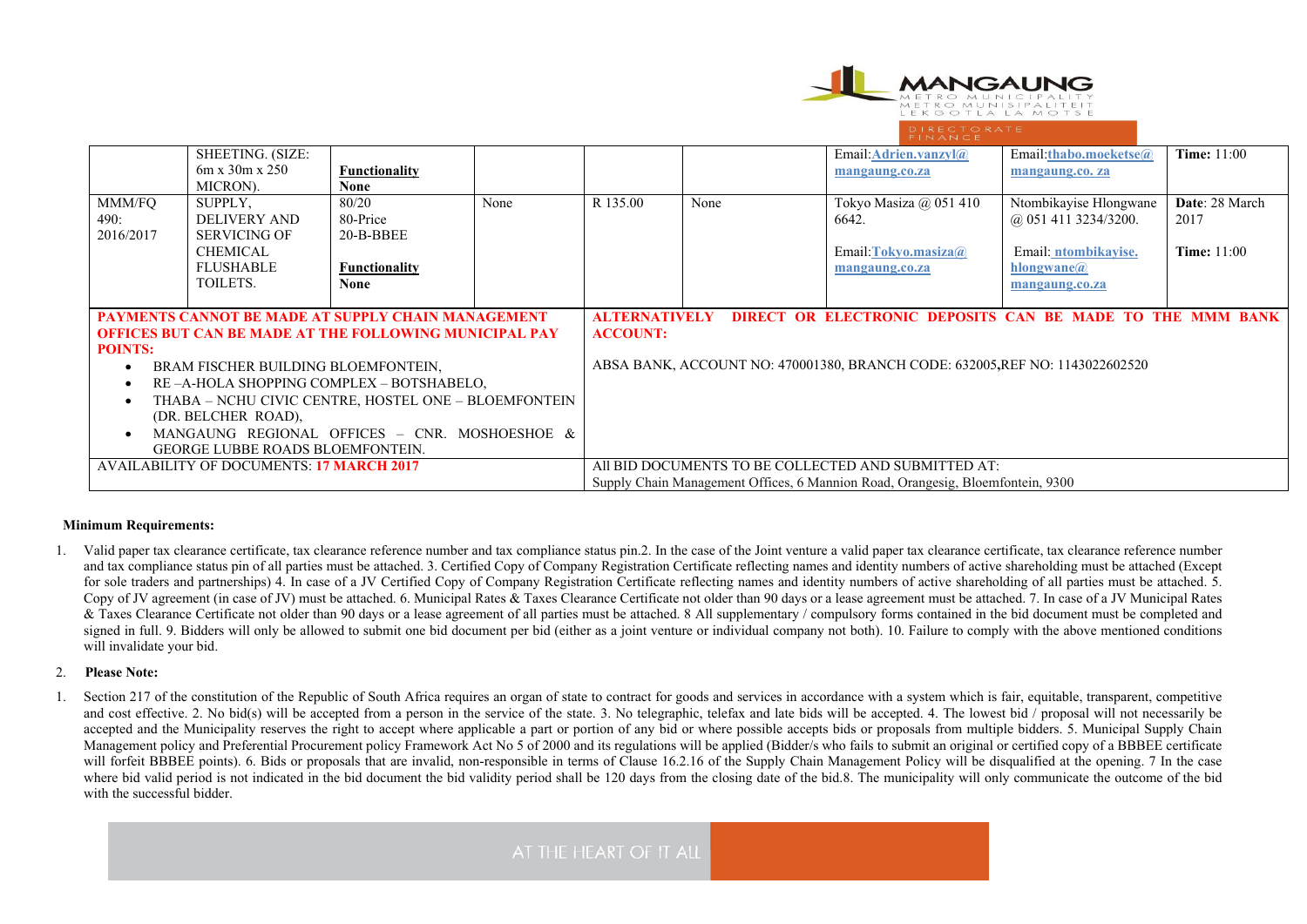| | | | | | | | | |
|---|---|---|---|---|---|---|---|---|
| | SHEETING. (SIZE: 6m x 30m x 250 MICRON). | **Functionality** **None** | | | | Email:**Adrien.vanzyl@mangaung.co.za** | Email:**thabo.moeketse@mangaung.co. za** | **Time:** 11:00 |
| MMM/FQ 490: 2016/2017 | SUPPLY, DELIVERY AND SERVICING OF CHEMICAL FLUSHABLE TOILETS. | 80/20 80-Price 20-B-BBEE **Functionality** **None** | None | R 135.00 | None | Tokyo Masiza @ 051 410 6642. Email:**Tokyo.masiza@mangaung.co.za** | Ntombikayise Hlongwane @ 051 411 3234/3200. Email: **ntombikayise.hlongwane@mangaung.co.za** | **Date**: 28 March 2017 **Time:** 11:00 |

| | |
|---|---|
| **PAYMENTS CANNOT BE MADE AT SUPPLY CHAIN MANAGEMENT OFFICES BUT CAN BE MADE AT THE FOLLOWING MUNICIPAL PAY POINTS:** <br>• BRAM FISCHER BUILDING BLOEMFONTEIN, <br>• RE –A-HOLA SHOPPING COMPLEX – BOTSHABELO, <br>• THABA – NCHU CIVIC CENTRE, HOSTEL ONE – BLOEMFONTEIN (DR. BELCHER ROAD), <br>• MANGAUNG REGIONAL OFFICES – CNR. MOSHOESHOE & GEORGE LUBBE ROADS BLOEMFONTEIN. | **ALTERNATIVELY DIRECT OR ELECTRONIC DEPOSITS CAN BE MADE TO THE MMM BANK ACCOUNT:** <br>ABSA BANK, ACCOUNT NO: 470001380, BRANCH CODE: 632005,REF NO: 1143022602520 |
| AVAILABILITY OF DOCUMENTS: **17 MARCH 2017** | All BID DOCUMENTS TO BE COLLECTED AND SUBMITTED AT: Supply Chain Management Offices, 6 Mannion Road, Orangesig, Bloemfontein, 9300 |

**Minimum Requirements:**

1. Valid paper tax clearance certificate, tax clearance reference number and tax compliance status pin.2. In the case of the Joint venture a valid paper tax clearance certificate, tax clearance reference number and tax compliance status pin of all parties must be attached. 3. Certified Copy of Company Registration Certificate reflecting names and identity numbers of active shareholding must be attached (Except for sole traders and partnerships) 4. In case of a JV Certified Copy of Company Registration Certificate reflecting names and identity numbers of active shareholding of all parties must be attached. 5. Copy of JV agreement (in case of JV) must be attached. 6. Municipal Rates & Taxes Clearance Certificate not older than 90 days or a lease agreement must be attached. 7. In case of a JV Municipal Rates & Taxes Clearance Certificate not older than 90 days or a lease agreement of all parties must be attached. 8 All supplementary / compulsory forms contained in the bid document must be completed and signed in full. 9. Bidders will only be allowed to submit one bid document per bid (either as a joint venture or individual company not both). 10. Failure to comply with the above mentioned conditions will invalidate your bid.

2. **Please Note:**

1. Section 217 of the constitution of the Republic of South Africa requires an organ of state to contract for goods and services in accordance with a system which is fair, equitable, transparent, competitive and cost effective. 2. No bid(s) will be accepted from a person in the service of the state. 3. No telegraphic, telefax and late bids will be accepted. 4. The lowest bid / proposal will not necessarily be accepted and the Municipality reserves the right to accept where applicable a part or portion of any bid or where possible accepts bids or proposals from multiple bidders. 5. Municipal Supply Chain Management policy and Preferential Procurement policy Framework Act No 5 of 2000 and its regulations will be applied (Bidder/s who fails to submit an original or certified copy of a BBBEE certificate will forfeit BBBEE points). 6. Bids or proposals that are invalid, non-responsible in terms of Clause 16.2.16 of the Supply Chain Management Policy will be disqualified at the opening. 7 In the case where bid valid period is not indicated in the bid document the bid validity period shall be 120 days from the closing date of the bid.8. The municipality will only communicate the outcome of the bid with the successful bidder.